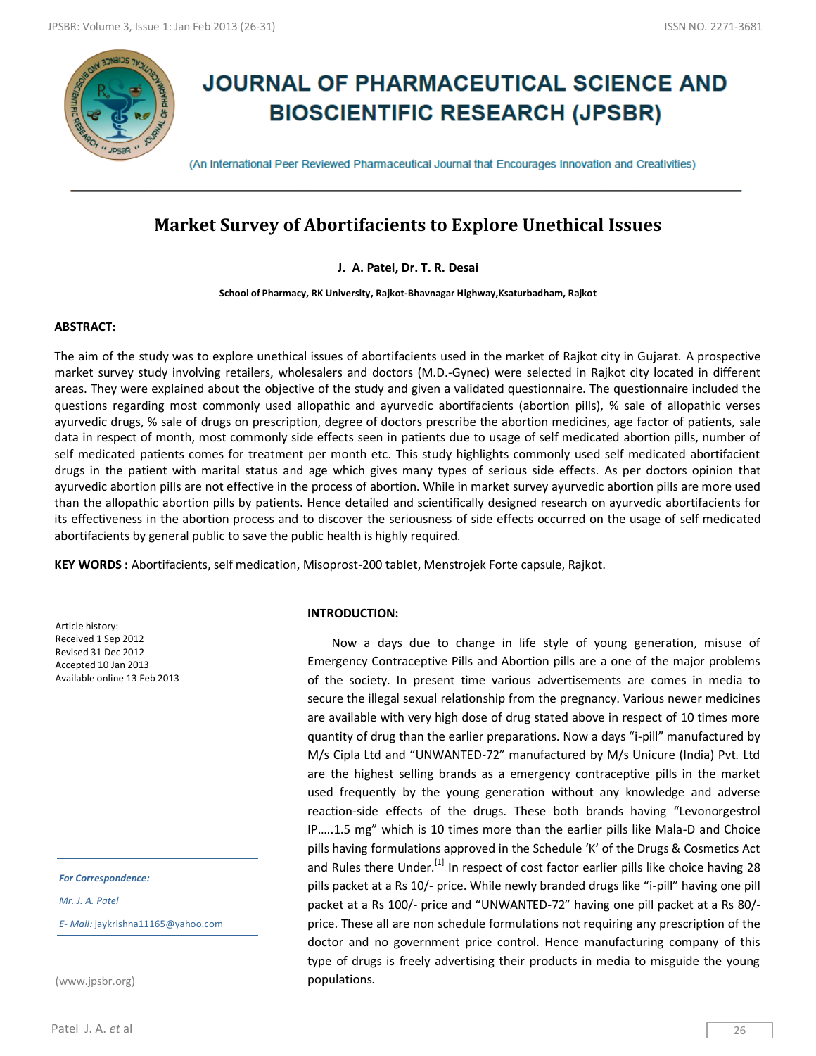# JOURNAL OF PHARMACEUTICAL SCIENCE AND BIOSCIENTIFIC RESEARCH (JPSBR)

(An International Peer Reviewed Pharmaceutical Journal that Encourages Innovation and Creativities)

## Market Survey of Abortifacients to Explore Unethical Issues

**J. A. Patel, Dr. T. R. Desai**

**School of Pharmacy, RK University, Rajkot-Bhavnagar Highway,Ksaturbadham, Rajkot**

### ABSTRACT:

The aim of the study was to explore unethical issues of abortifacients used in the market of Rajkot city in Gujarat. A prospective market survey study involving retailers, wholesalers and doctors (M.D.-Gynec) were selected in Rajkot city located in different areas. They were explained about the objective of the study and given a validated questionnaire. The questionnaire included the questions regarding most commonly used allopathic and ayurvedic abortifacients (abortion pills), % sale of allopathic verses ayurvedic drugs, % sale of drugs on prescription, degree of doctors prescribe the abortion medicines, age factor of patients, sale data in respect of month, most commonly side effects seen in patients due to usage of self medicated abortion pills, number of self medicated patients comes for treatment per month etc. This study highlights commonly used self medicated abortifacient drugs in the patient with marital status and age which gives many types of serious side effects. As per doctors opinion that ayurvedic abortion pills are not effective in the process of abortion. While in market survey ayurvedic abortion pills are more used than the allopathic abortion pills by patients. Hence detailed and scientifically designed research on ayurvedic abortifacients for its effectiveness in the abortion process and to discover the seriousness of side effects occurred on the usage of self medicated abortifacients by general public to save the public health is highly required.

**KEY WORDS :** Abortifacients, self medication, Misoprost-200 tablet, Menstrojek Forte capsule, Rajkot.

Article history:
Received 1 Sep 2012
Revised 31 Dec 2012
Accepted 10 Jan 2013
Available online 13 Feb 2013

*For Correspondence:*

*Mr. J. A. Patel*

*E- Mail:* jaykrishna11165@yahoo.com

(www.jpsbr.org)

### INTRODUCTION:

Now a days due to change in life style of young generation, misuse of Emergency Contraceptive Pills and Abortion pills are a one of the major problems of the society. In present time various advertisements are comes in media to secure the illegal sexual relationship from the pregnancy. Various newer medicines are available with very high dose of drug stated above in respect of 10 times more quantity of drug than the earlier preparations. Now a days "i-pill" manufactured by M/s Cipla Ltd and "UNWANTED-72" manufactured by M/s Unicure (India) Pvt. Ltd are the highest selling brands as a emergency contraceptive pills in the market used frequently by the young generation without any knowledge and adverse reaction-side effects of the drugs. These both brands having "Levonorgestrol IP…..1.5 mg" which is 10 times more than the earlier pills like Mala-D and Choice pills having formulations approved in the Schedule 'K' of the Drugs & Cosmetics Act and Rules there Under.[1] In respect of cost factor earlier pills like choice having 28 pills packet at a Rs 10/- price. While newly branded drugs like "i-pill" having one pill packet at a Rs 100/- price and "UNWANTED-72" having one pill packet at a Rs 80/- price. These all are non schedule formulations not requiring any prescription of the doctor and no government price control. Hence manufacturing company of this type of drugs is freely advertising their products in media to misguide the young populations.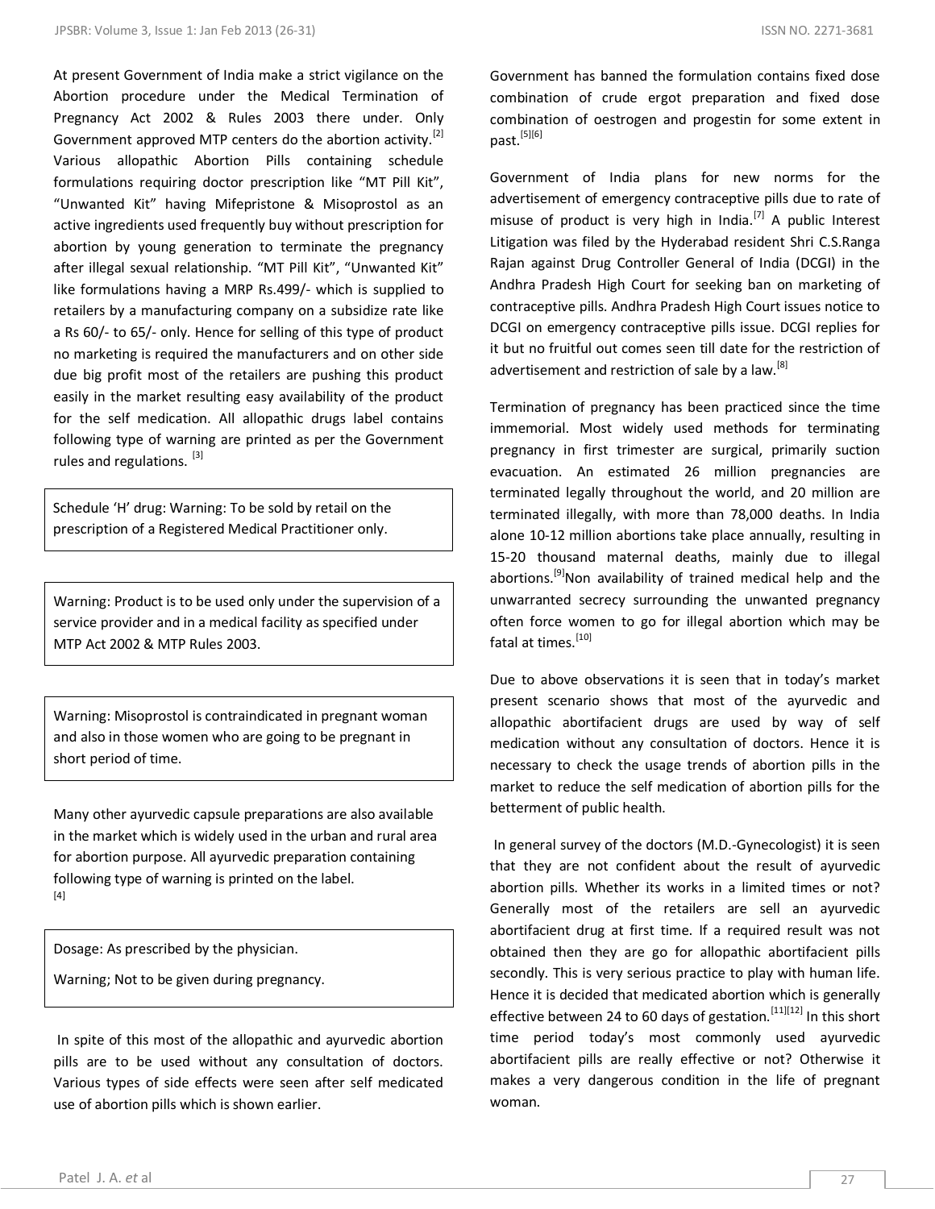At present Government of India make a strict vigilance on the Abortion procedure under the Medical Termination of Pregnancy Act 2002 & Rules 2003 there under. Only Government approved MTP centers do the abortion activity.[2] Various allopathic Abortion Pills containing schedule formulations requiring doctor prescription like "MT Pill Kit", "Unwanted Kit" having Mifepristone & Misoprostol as an active ingredients used frequently buy without prescription for abortion by young generation to terminate the pregnancy after illegal sexual relationship. "MT Pill Kit", "Unwanted Kit" like formulations having a MRP Rs.499/- which is supplied to retailers by a manufacturing company on a subsidize rate like a Rs 60/- to 65/- only. Hence for selling of this type of product no marketing is required the manufacturers and on other side due big profit most of the retailers are pushing this product easily in the market resulting easy availability of the product for the self medication. All allopathic drugs label contains following type of warning are printed as per the Government rules and regulations. [3]

> Schedule 'H' drug: Warning: To be sold by retail on the prescription of a Registered Medical Practitioner only.

> Warning: Product is to be used only under the supervision of a service provider and in a medical facility as specified under MTP Act 2002 & MTP Rules 2003.

> Warning: Misoprostol is contraindicated in pregnant woman and also in those women who are going to be pregnant in short period of time.

Many other ayurvedic capsule preparations are also available in the market which is widely used in the urban and rural area for abortion purpose. All ayurvedic preparation containing following type of warning is printed on the label. [4]

> Dosage: As prescribed by the physician.
>
> Warning; Not to be given during pregnancy.

In spite of this most of the allopathic and ayurvedic abortion pills are to be used without any consultation of doctors. Various types of side effects were seen after self medicated use of abortion pills which is shown earlier.

Government has banned the formulation contains fixed dose combination of crude ergot preparation and fixed dose combination of oestrogen and progestin for some extent in past.[5][6]

Government of India plans for new norms for the advertisement of emergency contraceptive pills due to rate of misuse of product is very high in India.[7] A public Interest Litigation was filed by the Hyderabad resident Shri C.S.Ranga Rajan against Drug Controller General of India (DCGI) in the Andhra Pradesh High Court for seeking ban on marketing of contraceptive pills. Andhra Pradesh High Court issues notice to DCGI on emergency contraceptive pills issue. DCGI replies for it but no fruitful out comes seen till date for the restriction of advertisement and restriction of sale by a law.[8]

Termination of pregnancy has been practiced since the time immemorial. Most widely used methods for terminating pregnancy in first trimester are surgical, primarily suction evacuation. An estimated 26 million pregnancies are terminated legally throughout the world, and 20 million are terminated illegally, with more than 78,000 deaths. In India alone 10-12 million abortions take place annually, resulting in 15-20 thousand maternal deaths, mainly due to illegal abortions.[9]Non availability of trained medical help and the unwarranted secrecy surrounding the unwanted pregnancy often force women to go for illegal abortion which may be fatal at times.[10]

Due to above observations it is seen that in today's market present scenario shows that most of the ayurvedic and allopathic abortifacient drugs are used by way of self medication without any consultation of doctors. Hence it is necessary to check the usage trends of abortion pills in the market to reduce the self medication of abortion pills for the betterment of public health.

In general survey of the doctors (M.D.-Gynecologist) it is seen that they are not confident about the result of ayurvedic abortion pills. Whether its works in a limited times or not? Generally most of the retailers are sell an ayurvedic abortifacient drug at first time. If a required result was not obtained then they are go for allopathic abortifacient pills secondly. This is very serious practice to play with human life. Hence it is decided that medicated abortion which is generally effective between 24 to 60 days of gestation.[11][12] In this short time period today's most commonly used ayurvedic abortifacient pills are really effective or not? Otherwise it makes a very dangerous condition in the life of pregnant woman.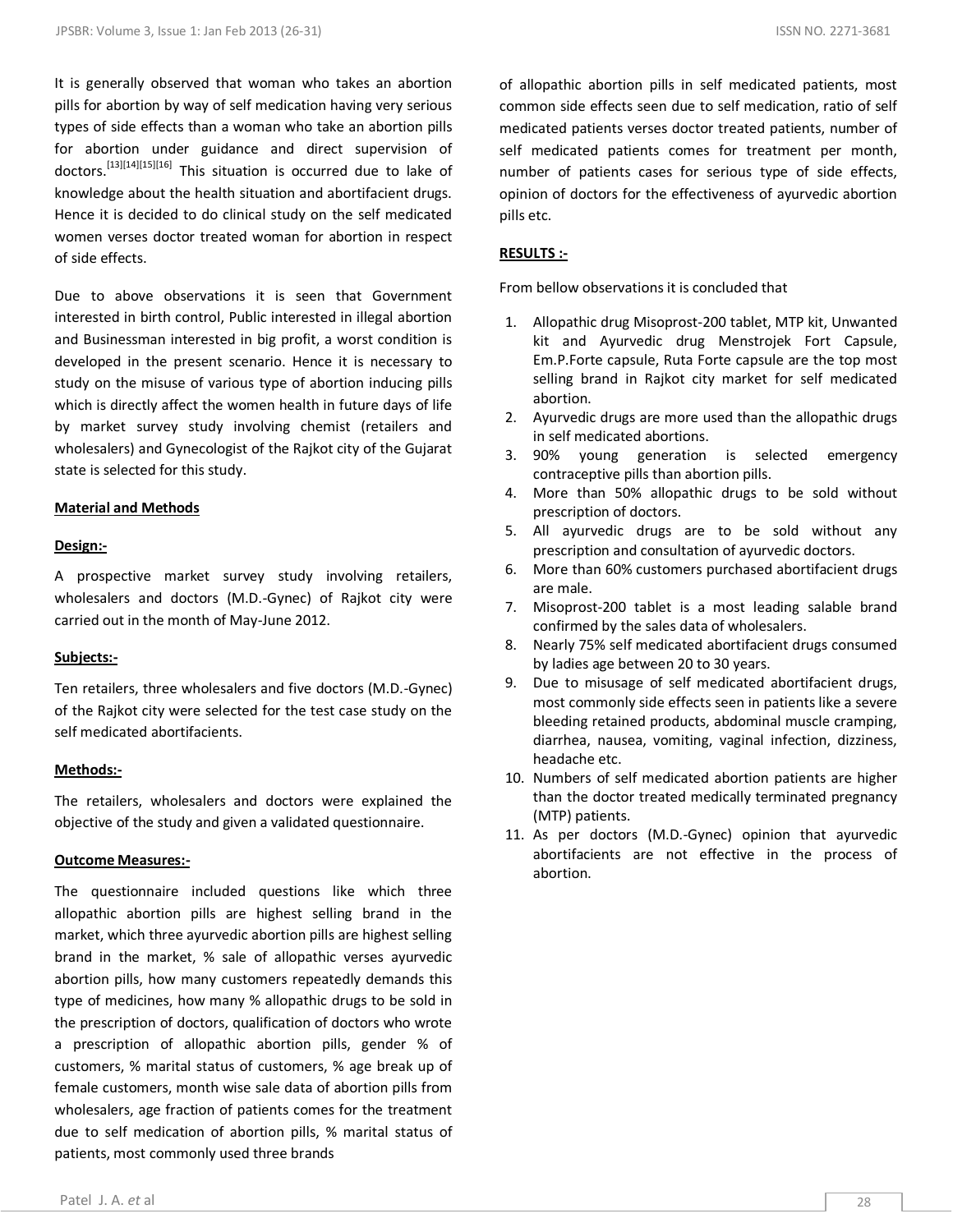It is generally observed that woman who takes an abortion pills for abortion by way of self medication having very serious types of side effects than a woman who take an abortion pills for abortion under guidance and direct supervision of doctors.[13][14][15][16] This situation is occurred due to lake of knowledge about the health situation and abortifacient drugs. Hence it is decided to do clinical study on the self medicated women verses doctor treated woman for abortion in respect of side effects.

Due to above observations it is seen that Government interested in birth control, Public interested in illegal abortion and Businessman interested in big profit, a worst condition is developed in the present scenario. Hence it is necessary to study on the misuse of various type of abortion inducing pills which is directly affect the women health in future days of life by market survey study involving chemist (retailers and wholesalers) and Gynecologist of the Rajkot city of the Gujarat state is selected for this study.

**Material and Methods**

**Design:-**

A prospective market survey study involving retailers, wholesalers and doctors (M.D.-Gynec) of Rajkot city were carried out in the month of May-June 2012.

**Subjects:-**

Ten retailers, three wholesalers and five doctors (M.D.-Gynec) of the Rajkot city were selected for the test case study on the self medicated abortifacients.

**Methods:-**

The retailers, wholesalers and doctors were explained the objective of the study and given a validated questionnaire.

**Outcome Measures:-**

The questionnaire included questions like which three allopathic abortion pills are highest selling brand in the market, which three ayurvedic abortion pills are highest selling brand in the market, % sale of allopathic verses ayurvedic abortion pills, how many customers repeatedly demands this type of medicines, how many % allopathic drugs to be sold in the prescription of doctors, qualification of doctors who wrote a prescription of allopathic abortion pills, gender % of customers, % marital status of customers, % age break up of female customers, month wise sale data of abortion pills from wholesalers, age fraction of patients comes for the treatment due to self medication of abortion pills, % marital status of patients, most commonly used three brands of allopathic abortion pills in self medicated patients, most common side effects seen due to self medication, ratio of self medicated patients verses doctor treated patients, number of self medicated patients comes for treatment per month, number of patients cases for serious type of side effects, opinion of doctors for the effectiveness of ayurvedic abortion pills etc.

**RESULTS :-**

From bellow observations it is concluded that

1. Allopathic drug Misoprost-200 tablet, MTP kit, Unwanted kit and Ayurvedic drug Menstrojek Fort Capsule, Em.P.Forte capsule, Ruta Forte capsule are the top most selling brand in Rajkot city market for self medicated abortion.
2. Ayurvedic drugs are more used than the allopathic drugs in self medicated abortions.
3. 90% young generation is selected emergency contraceptive pills than abortion pills.
4. More than 50% allopathic drugs to be sold without prescription of doctors.
5. All ayurvedic drugs are to be sold without any prescription and consultation of ayurvedic doctors.
6. More than 60% customers purchased abortifacient drugs are male.
7. Misoprost-200 tablet is a most leading salable brand confirmed by the sales data of wholesalers.
8. Nearly 75% self medicated abortifacient drugs consumed by ladies age between 20 to 30 years.
9. Due to misusage of self medicated abortifacient drugs, most commonly side effects seen in patients like a severe bleeding retained products, abdominal muscle cramping, diarrhea, nausea, vomiting, vaginal infection, dizziness, headache etc.
10. Numbers of self medicated abortion patients are higher than the doctor treated medically terminated pregnancy (MTP) patients.
11. As per doctors (M.D.-Gynec) opinion that ayurvedic abortifacients are not effective in the process of abortion.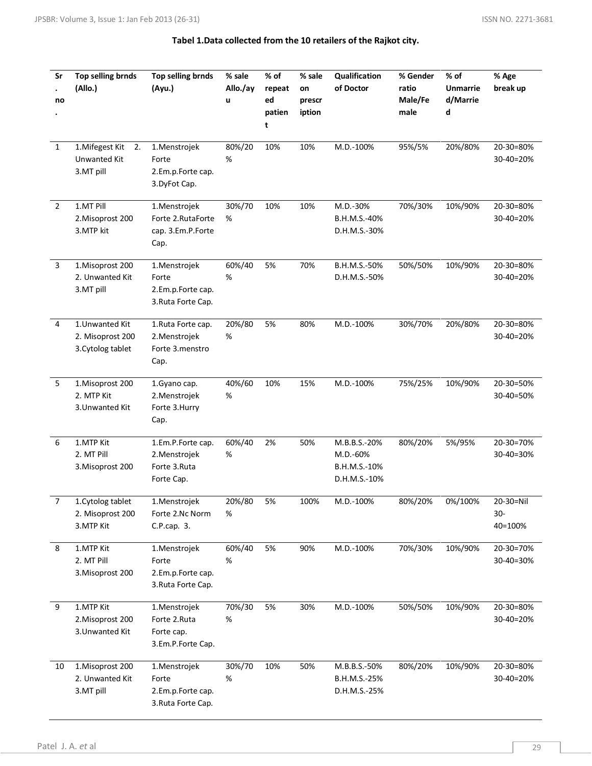**Tabel 1.Data collected from the 10 retailers of the Rajkot city.**

| Sr. no. | Top selling brnds (Allo.) | Top selling brnds (Ayu.) | % sale Allo./ayu | % of repeated patient | % sale on prescription | Qualification of Doctor | % Gender ratio Male/Female | % of Unmarried/Married | % Age break up |
|---|---|---|---|---|---|---|---|---|---|
| 1 | 1.Mifegest Kit 2. Unwanted Kit 3.MT pill | 1.Menstrojek Forte 2.Em.p.Forte cap. 3.DyFot Cap. | 80%/20% | 10% | 10% | M.D.-100% | 95%/5% | 20%/80% | 20-30=80% 30-40=20% |
| 2 | 1.MT Pill 2.Misoprost 200 3.MTP kit | 1.Menstrojek Forte 2.RutaForte cap. 3.Em.P.Forte Cap. | 30%/70% | 10% | 10% | M.D.-30% B.H.M.S.-40% D.H.M.S.-30% | 70%/30% | 10%/90% | 20-30=80% 30-40=20% |
| 3 | 1.Misoprost 200 2. Unwanted Kit 3.MT pill | 1.Menstrojek Forte 2.Em.p.Forte cap. 3.Ruta Forte Cap. | 60%/40% | 5% | 70% | B.H.M.S.-50% D.H.M.S.-50% | 50%/50% | 10%/90% | 20-30=80% 30-40=20% |
| 4 | 1.Unwanted Kit 2. Misoprost 200 3.Cytolog tablet | 1.Ruta Forte cap. 2.Menstrojek Forte 3.menstro Cap. | 20%/80% | 5% | 80% | M.D.-100% | 30%/70% | 20%/80% | 20-30=80% 30-40=20% |
| 5 | 1.Misoprost 200 2. MTP Kit 3.Unwanted Kit | 1.Gyano cap. 2.Menstrojek Forte 3.Hurry Cap. | 40%/60% | 10% | 15% | M.D.-100% | 75%/25% | 10%/90% | 20-30=50% 30-40=50% |
| 6 | 1.MTP Kit 2. MT Pill 3.Misoprost 200 | 1.Em.P.Forte cap. 2.Menstrojek Forte 3.Ruta Forte Cap. | 60%/40% | 2% | 50% | M.B.B.S.-20% M.D.-60% B.H.M.S.-10% D.H.M.S.-10% | 80%/20% | 5%/95% | 20-30=70% 30-40=30% |
| 7 | 1.Cytolog tablet 2. Misoprost 200 3.MTP Kit | 1.Menstrojek Forte 2.Nc Norm C.P.cap. 3. | 20%/80% | 5% | 100% | M.D.-100% | 80%/20% | 0%/100% | 20-30=Nil 30-40=100% |
| 8 | 1.MTP Kit 2. MT Pill 3.Misoprost 200 | 1.Menstrojek Forte 2.Em.p.Forte cap. 3.Ruta Forte Cap. | 60%/40% | 5% | 90% | M.D.-100% | 70%/30% | 10%/90% | 20-30=70% 30-40=30% |
| 9 | 1.MTP Kit 2.Misoprost 200 3.Unwanted Kit | 1.Menstrojek Forte 2.Ruta Forte cap. 3.Em.P.Forte Cap. | 70%/30% | 5% | 30% | M.D.-100% | 50%/50% | 10%/90% | 20-30=80% 30-40=20% |
| 10 | 1.Misoprost 200 2. Unwanted Kit 3.MT pill | 1.Menstrojek Forte 2.Em.p.Forte cap. 3.Ruta Forte Cap. | 30%/70% | 10% | 50% | M.B.B.S.-50% B.H.M.S.-25% D.H.M.S.-25% | 80%/20% | 10%/90% | 20-30=80% 30-40=20% |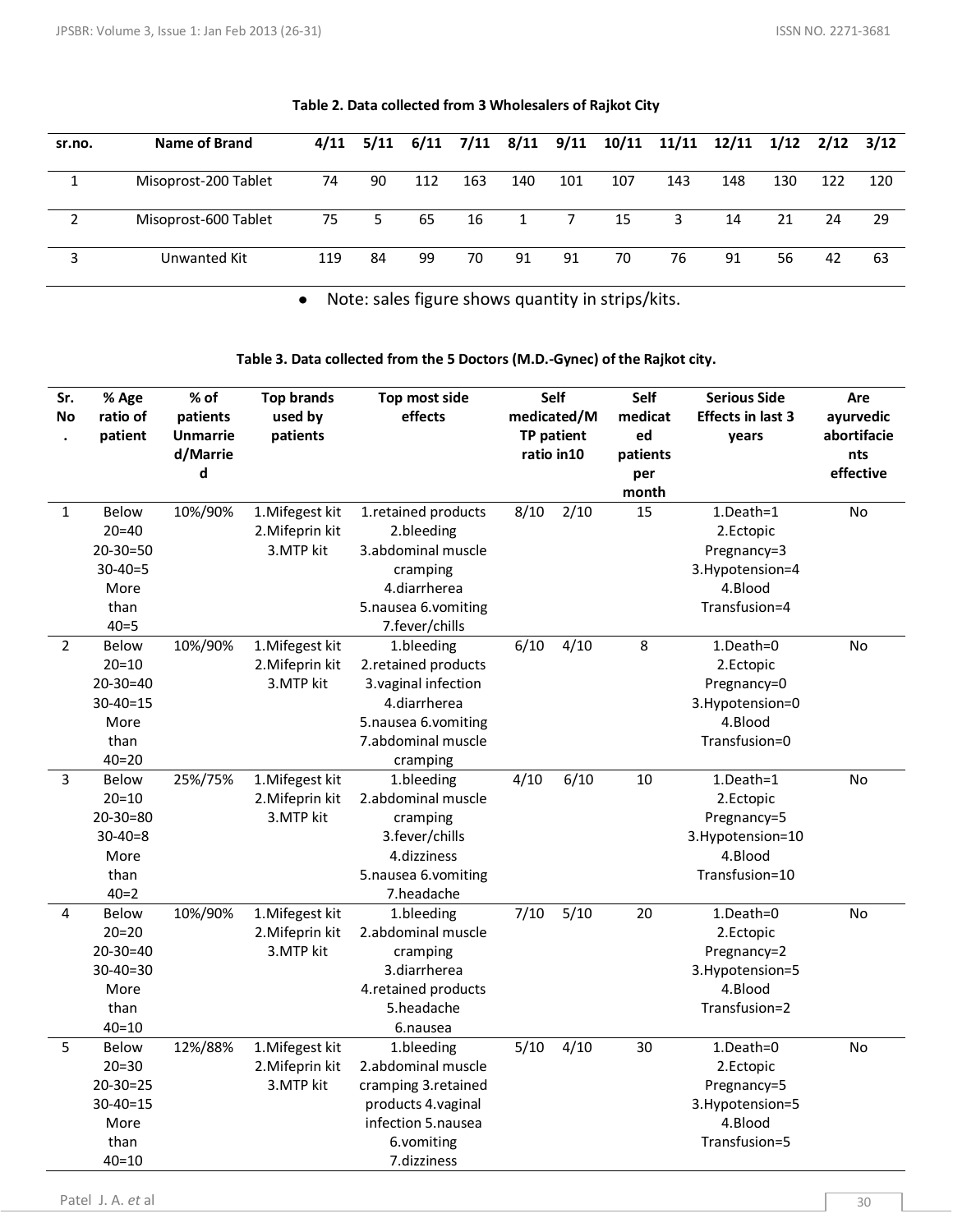**Table 2. Data collected from 3 Wholesalers of Rajkot City**

| sr.no. | Name of Brand | 4/11 | 5/11 | 6/11 | 7/11 | 8/11 | 9/11 | 10/11 | 11/11 | 12/11 | 1/12 | 2/12 | 3/12 |
|---|---|---|---|---|---|---|---|---|---|---|---|---|---|
| 1 | Misoprost-200 Tablet | 74 | 90 | 112 | 163 | 140 | 101 | 107 | 143 | 148 | 130 | 122 | 120 |
| 2 | Misoprost-600 Tablet | 75 | 5 | 65 | 16 | 1 | 7 | 15 | 3 | 14 | 21 | 24 | 29 |
| 3 | Unwanted Kit | 119 | 84 | 99 | 70 | 91 | 91 | 70 | 76 | 91 | 56 | 42 | 63 |

- Note: sales figure shows quantity in strips/kits.

**Table 3. Data collected from the 5 Doctors (M.D.-Gynec) of the Rajkot city.**

| Sr. No. | % Age ratio of patient | % of patients Unmarried/Married | Top brands used by patients | Top most side effects | Self medicated/MTP patient ratio in10 | | Self medicated patients per month | Serious Side Effects in last 3 years | Are ayurvedic abortifacients effective |
|---|---|---|---|---|---|---|---|---|---|
| 1 | Below 20=40 20-30=50 30-40=5 More than 40=5 | 10%/90% | 1.Mifegest kit 2.Mifeprin kit 3.MTP kit | 1.retained products 2.bleeding 3.abdominal muscle cramping 4.diarrherea 5.nausea 6.vomiting 7.fever/chills | 8/10 | 2/10 | 15 | 1.Death=1 2.Ectopic Pregnancy=3 3.Hypotension=4 4.Blood Transfusion=4 | No |
| 2 | Below 20=10 20-30=40 30-40=15 More than 40=20 | 10%/90% | 1.Mifegest kit 2.Mifeprin kit 3.MTP kit | 1.bleeding 2.retained products 3.vaginal infection 4.diarrherea 5.nausea 6.vomiting 7.abdominal muscle cramping | 6/10 | 4/10 | 8 | 1.Death=0 2.Ectopic Pregnancy=0 3.Hypotension=0 4.Blood Transfusion=0 | No |
| 3 | Below 20=10 20-30=80 30-40=8 More than 40=2 | 25%/75% | 1.Mifegest kit 2.Mifeprin kit 3.MTP kit | 1.bleeding 2.abdominal muscle cramping 3.fever/chills 4.dizziness 5.nausea 6.vomiting 7.headache | 4/10 | 6/10 | 10 | 1.Death=1 2.Ectopic Pregnancy=5 3.Hypotension=10 4.Blood Transfusion=10 | No |
| 4 | Below 20=20 20-30=40 30-40=30 More than 40=10 | 10%/90% | 1.Mifegest kit 2.Mifeprin kit 3.MTP kit | 1.bleeding 2.abdominal muscle cramping 3.diarrherea 4.retained products 5.headache 6.nausea | 7/10 | 5/10 | 20 | 1.Death=0 2.Ectopic Pregnancy=2 3.Hypotension=5 4.Blood Transfusion=2 | No |
| 5 | Below 20=30 20-30=25 30-40=15 More than 40=10 | 12%/88% | 1.Mifegest kit 2.Mifeprin kit 3.MTP kit | 1.bleeding 2.abdominal muscle cramping 3.retained products 4.vaginal infection 5.nausea 6.vomiting 7.dizziness | 5/10 | 4/10 | 30 | 1.Death=0 2.Ectopic Pregnancy=5 3.Hypotension=5 4.Blood Transfusion=5 | No |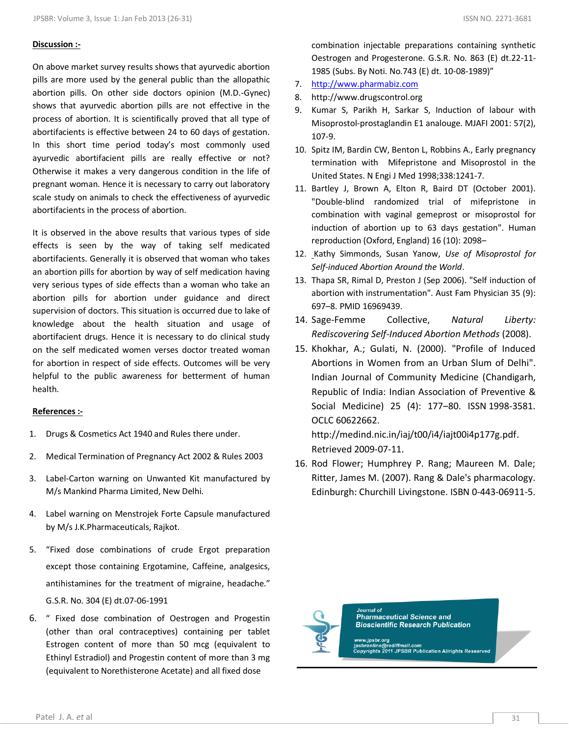**Discussion :-**

On above market survey results shows that ayurvedic abortion pills are more used by the general public than the allopathic abortion pills. On other side doctors opinion (M.D.-Gynec) shows that ayurvedic abortion pills are not effective in the process of abortion. It is scientifically proved that all type of abortifacients is effective between 24 to 60 days of gestation. In this short time period today's most commonly used ayurvedic abortifacient pills are really effective or not? Otherwise it makes a very dangerous condition in the life of pregnant woman. Hence it is necessary to carry out laboratory scale study on animals to check the effectiveness of ayurvedic abortifacients in the process of abortion.

It is observed in the above results that various types of side effects is seen by the way of taking self medicated abortifacients. Generally it is observed that woman who takes an abortion pills for abortion by way of self medication having very serious types of side effects than a woman who take an abortion pills for abortion under guidance and direct supervision of doctors. This situation is occurred due to lake of knowledge about the health situation and usage of abortifacient drugs. Hence it is necessary to do clinical study on the self medicated women verses doctor treated woman for abortion in respect of side effects. Outcomes will be very helpful to the public awareness for betterment of human health.

**References :-**

1. Drugs & Cosmetics Act 1940 and Rules there under.
2. Medical Termination of Pregnancy Act 2002 & Rules 2003
3. Label-Carton warning on Unwanted Kit manufactured by M/s Mankind Pharma Limited, New Delhi.
4. Label warning on Menstrojek Forte Capsule manufactured by M/s J.K.Pharmaceuticals, Rajkot.
5. "Fixed dose combinations of crude Ergot preparation except those containing Ergotamine, Caffeine, analgesics, antihistamines for the treatment of migraine, headache." G.S.R. No. 304 (E) dt.07-06-1991
6. " Fixed dose combination of Oestrogen and Progestin (other than oral contraceptives) containing per tablet Estrogen content of more than 50 mcg (equivalent to Ethinyl Estradiol) and Progestin content of more than 3 mg (equivalent to Norethisterone Acetate) and all fixed dose combination injectable preparations containing synthetic Oestrogen and Progesterone. G.S.R. No. 863 (E) dt.22-11-1985 (Subs. By Noti. No.743 (E) dt. 10-08-1989)"
7. http://www.pharmabiz.com
8. http://www.drugscontrol.org
9. Kumar S, Parikh H, Sarkar S, Induction of labour with Misoprostol-prostaglandin E1 analouge. MJAFI 2001: 57(2), 107-9.
10. Spitz IM, Bardin CW, Benton L, Robbins A., Early pregnancy termination with Mifepristone and Misoprostol in the United States. N Engi J Med 1998;338:1241-7.
11. Bartley J, Brown A, Elton R, Baird DT (October 2001). "Double-blind randomized trial of mifepristone in combination with vaginal gemeprost or misoprostol for induction of abortion up to 63 days gestation". Human reproduction (Oxford, England) 16 (10): 2098–
12. Kathy Simmonds, Susan Yanow, *Use of Misoprostol for Self-induced Abortion Around the World*.
13. Thapa SR, Rimal D, Preston J (Sep 2006). "Self induction of abortion with instrumentation". Aust Fam Physician 35 (9): 697–8. PMID 16969439.
14. Sage-Femme Collective, *Natural Liberty: Rediscovering Self-Induced Abortion Methods* (2008).
15. Khokhar, A.; Gulati, N. (2000). "Profile of Induced Abortions in Women from an Urban Slum of Delhi". Indian Journal of Community Medicine (Chandigarh, Republic of India: Indian Association of Preventive & Social Medicine) 25 (4): 177–80. ISSN 1998-3581. OCLC 60622662. http://medind.nic.in/iaj/t00/i4/iajt00i4p177g.pdf. Retrieved 2009-07-11.
16. Rod Flower; Humphrey P. Rang; Maureen M. Dale; Ritter, James M. (2007). Rang & Dale's pharmacology. Edinburgh: Churchill Livingstone. ISBN 0-443-06911-5.